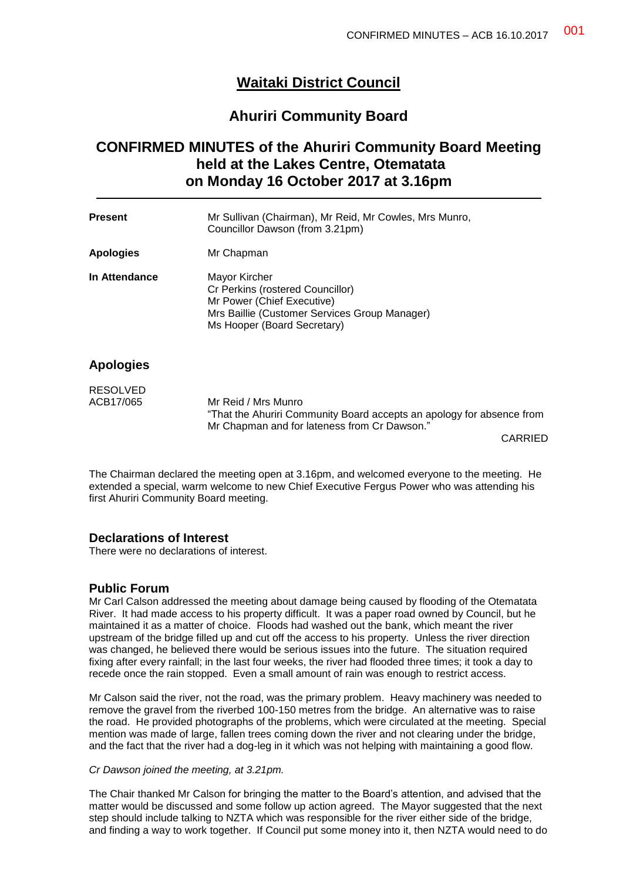# Waitaki District Council

## Ahuriri Community Board

## CONFIRMED MINUTES of the Ahuriri Community Board Meeting held at the Lakes Centre, Otematata on Monday 16 October 2017 at 3.16pm

---

**Present** Mr Sullivan (Chairman), Mr Reid, Mr Cowles, Mrs Munro, Councillor Dawson (from 3.21pm)

**Apologies** Mr Chapman

**In Attendance** Mayor Kircher
Cr Perkins (rostered Councillor)
Mr Power (Chief Executive)
Mrs Baillie (Customer Services Group Manager)
Ms Hooper (Board Secretary)

### Apologies

RESOLVED
ACB17/065

Mr Reid / Mrs Munro
"That the Ahuriri Community Board accepts an apology for absence from Mr Chapman and for lateness from Cr Dawson."

CARRIED

The Chairman declared the meeting open at 3.16pm, and welcomed everyone to the meeting. He extended a special, warm welcome to new Chief Executive Fergus Power who was attending his first Ahuriri Community Board meeting.

### Declarations of Interest

There were no declarations of interest.

### Public Forum

Mr Carl Calson addressed the meeting about damage being caused by flooding of the Otematata River. It had made access to his property difficult. It was a paper road owned by Council, but he maintained it as a matter of choice. Floods had washed out the bank, which meant the river upstream of the bridge filled up and cut off the access to his property. Unless the river direction was changed, he believed there would be serious issues into the future. The situation required fixing after every rainfall; in the last four weeks, the river had flooded three times; it took a day to recede once the rain stopped. Even a small amount of rain was enough to restrict access.

Mr Calson said the river, not the road, was the primary problem. Heavy machinery was needed to remove the gravel from the riverbed 100-150 metres from the bridge. An alternative was to raise the road. He provided photographs of the problems, which were circulated at the meeting. Special mention was made of large, fallen trees coming down the river and not clearing under the bridge, and the fact that the river had a dog-leg in it which was not helping with maintaining a good flow.

*Cr Dawson joined the meeting, at 3.21pm.*

The Chair thanked Mr Calson for bringing the matter to the Board's attention, and advised that the matter would be discussed and some follow up action agreed. The Mayor suggested that the next step should include talking to NZTA which was responsible for the river either side of the bridge, and finding a way to work together. If Council put some money into it, then NZTA would need to do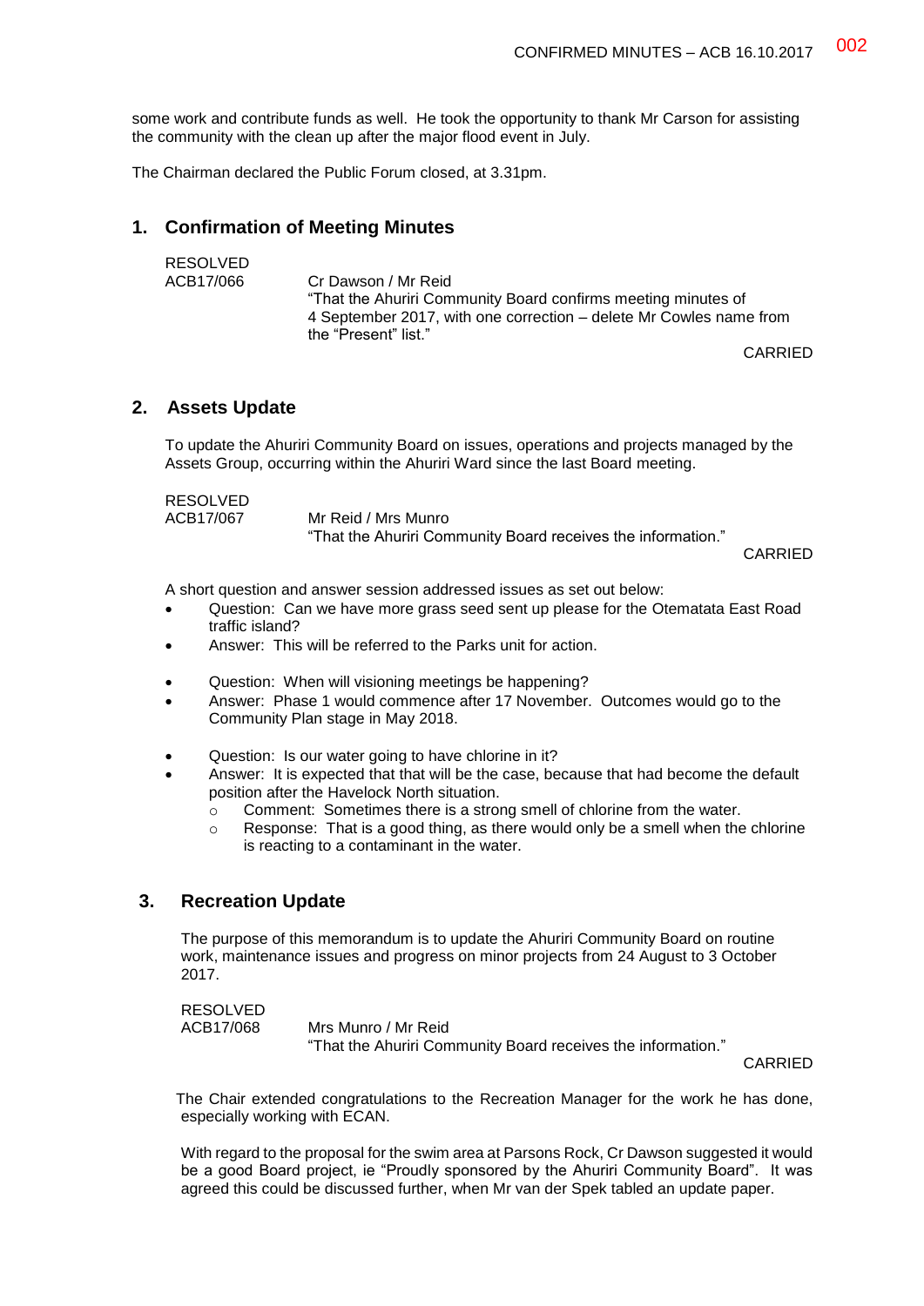some work and contribute funds as well. He took the opportunity to thank Mr Carson for assisting the community with the clean up after the major flood event in July.

The Chairman declared the Public Forum closed, at 3.31pm.

## 1. Confirmation of Meeting Minutes

RESOLVED
ACB17/066 Cr Dawson / Mr Reid
"That the Ahuriri Community Board confirms meeting minutes of 4 September 2017, with one correction – delete Mr Cowles name from the "Present" list."

CARRIED

## 2. Assets Update

To update the Ahuriri Community Board on issues, operations and projects managed by the Assets Group, occurring within the Ahuriri Ward since the last Board meeting.

RESOLVED
ACB17/067 Mr Reid / Mrs Munro
"That the Ahuriri Community Board receives the information."

CARRIED

A short question and answer session addressed issues as set out below:

- Question: Can we have more grass seed sent up please for the Otematata East Road traffic island?
- Answer: This will be referred to the Parks unit for action.

- Question: When will visioning meetings be happening?
- Answer: Phase 1 would commence after 17 November. Outcomes would go to the Community Plan stage in May 2018.

- Question: Is our water going to have chlorine in it?
- Answer: It is expected that that will be the case, because that had become the default position after the Havelock North situation.
  - Comment: Sometimes there is a strong smell of chlorine from the water.
  - Response: That is a good thing, as there would only be a smell when the chlorine is reacting to a contaminant in the water.

## 3. Recreation Update

The purpose of this memorandum is to update the Ahuriri Community Board on routine work, maintenance issues and progress on minor projects from 24 August to 3 October 2017.

RESOLVED
ACB17/068 Mrs Munro / Mr Reid
"That the Ahuriri Community Board receives the information."

CARRIED

The Chair extended congratulations to the Recreation Manager for the work he has done, especially working with ECAN.

With regard to the proposal for the swim area at Parsons Rock, Cr Dawson suggested it would be a good Board project, ie "Proudly sponsored by the Ahuriri Community Board". It was agreed this could be discussed further, when Mr van der Spek tabled an update paper.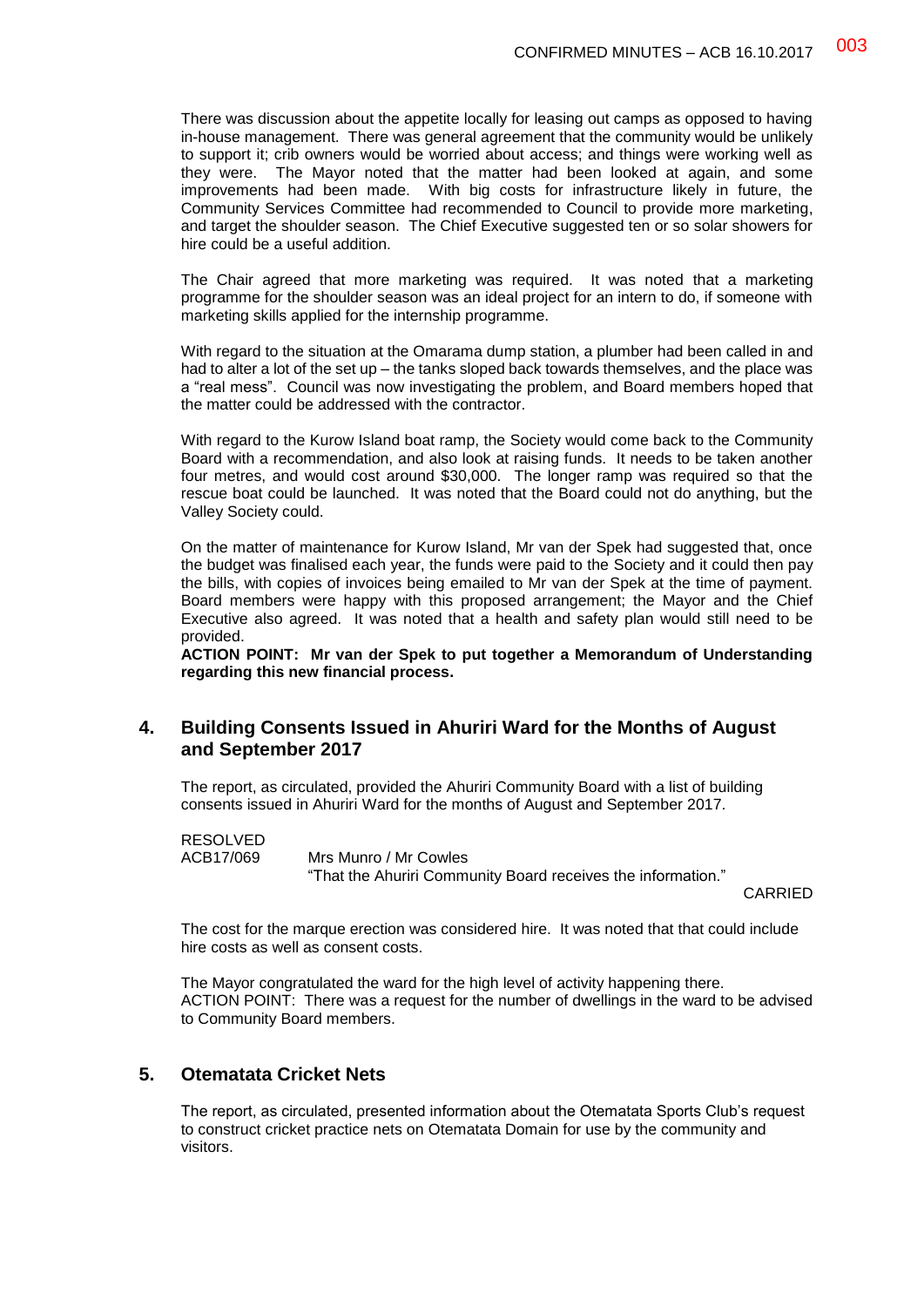There was discussion about the appetite locally for leasing out camps as opposed to having in-house management. There was general agreement that the community would be unlikely to support it; crib owners would be worried about access; and things were working well as they were. The Mayor noted that the matter had been looked at again, and some improvements had been made. With big costs for infrastructure likely in future, the Community Services Committee had recommended to Council to provide more marketing, and target the shoulder season. The Chief Executive suggested ten or so solar showers for hire could be a useful addition.

The Chair agreed that more marketing was required. It was noted that a marketing programme for the shoulder season was an ideal project for an intern to do, if someone with marketing skills applied for the internship programme.

With regard to the situation at the Omarama dump station, a plumber had been called in and had to alter a lot of the set up – the tanks sloped back towards themselves, and the place was a "real mess". Council was now investigating the problem, and Board members hoped that the matter could be addressed with the contractor.

With regard to the Kurow Island boat ramp, the Society would come back to the Community Board with a recommendation, and also look at raising funds. It needs to be taken another four metres, and would cost around $30,000. The longer ramp was required so that the rescue boat could be launched. It was noted that the Board could not do anything, but the Valley Society could.

On the matter of maintenance for Kurow Island, Mr van der Spek had suggested that, once the budget was finalised each year, the funds were paid to the Society and it could then pay the bills, with copies of invoices being emailed to Mr van der Spek at the time of payment. Board members were happy with this proposed arrangement; the Mayor and the Chief Executive also agreed. It was noted that a health and safety plan would still need to be provided.
**ACTION POINT: Mr van der Spek to put together a Memorandum of Understanding regarding this new financial process.**

## 4. Building Consents Issued in Ahuriri Ward for the Months of August and September 2017

The report, as circulated, provided the Ahuriri Community Board with a list of building consents issued in Ahuriri Ward for the months of August and September 2017.

RESOLVED
ACB17/069 Mrs Munro / Mr Cowles
"That the Ahuriri Community Board receives the information."

CARRIED

The cost for the marque erection was considered hire. It was noted that that could include hire costs as well as consent costs.

The Mayor congratulated the ward for the high level of activity happening there.
ACTION POINT: There was a request for the number of dwellings in the ward to be advised to Community Board members.

## 5. Otematata Cricket Nets

The report, as circulated, presented information about the Otematata Sports Club's request to construct cricket practice nets on Otematata Domain for use by the community and visitors.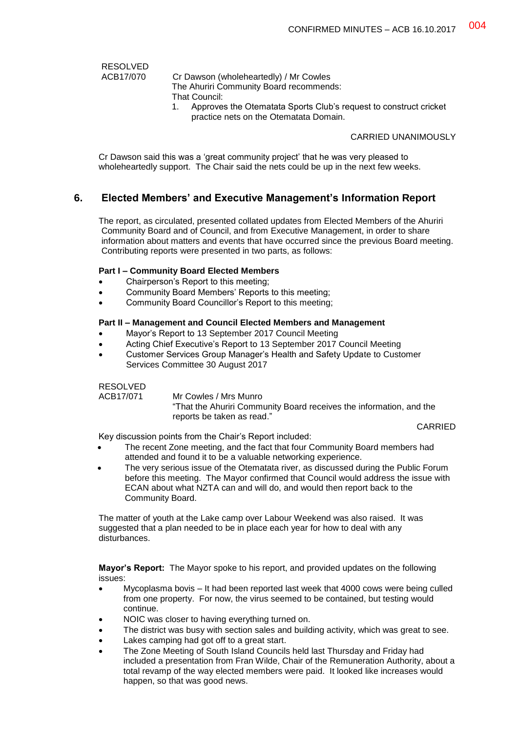RESOLVED
ACB17/070 Cr Dawson (wholeheartedly) / Mr Cowles
The Ahuriri Community Board recommends:
That Council:
1. Approves the Otematata Sports Club's request to construct cricket practice nets on the Otematata Domain.

CARRIED UNANIMOUSLY

Cr Dawson said this was a 'great community project' that he was very pleased to wholeheartedly support. The Chair said the nets could be up in the next few weeks.

## 6. Elected Members' and Executive Management's Information Report

The report, as circulated, presented collated updates from Elected Members of the Ahuriri Community Board and of Council, and from Executive Management, in order to share information about matters and events that have occurred since the previous Board meeting. Contributing reports were presented in two parts, as follows:

**Part I – Community Board Elected Members**

- Chairperson's Report to this meeting;
- Community Board Members' Reports to this meeting;
- Community Board Councillor's Report to this meeting;

**Part II – Management and Council Elected Members and Management**

- Mayor's Report to 13 September 2017 Council Meeting
- Acting Chief Executive's Report to 13 September 2017 Council Meeting
- Customer Services Group Manager's Health and Safety Update to Customer Services Committee 30 August 2017

RESOLVED
ACB17/071 Mr Cowles / Mrs Munro
"That the Ahuriri Community Board receives the information, and the reports be taken as read."

CARRIED

Key discussion points from the Chair's Report included:

- The recent Zone meeting, and the fact that four Community Board members had attended and found it to be a valuable networking experience.
- The very serious issue of the Otematata river, as discussed during the Public Forum before this meeting. The Mayor confirmed that Council would address the issue with ECAN about what NZTA can and will do, and would then report back to the Community Board.

The matter of youth at the Lake camp over Labour Weekend was also raised. It was suggested that a plan needed to be in place each year for how to deal with any disturbances.

**Mayor's Report:** The Mayor spoke to his report, and provided updates on the following issues:

- Mycoplasma bovis – It had been reported last week that 4000 cows were being culled from one property. For now, the virus seemed to be contained, but testing would continue.
- NOIC was closer to having everything turned on.
- The district was busy with section sales and building activity, which was great to see.
- Lakes camping had got off to a great start.
- The Zone Meeting of South Island Councils held last Thursday and Friday had included a presentation from Fran Wilde, Chair of the Remuneration Authority, about a total revamp of the way elected members were paid. It looked like increases would happen, so that was good news.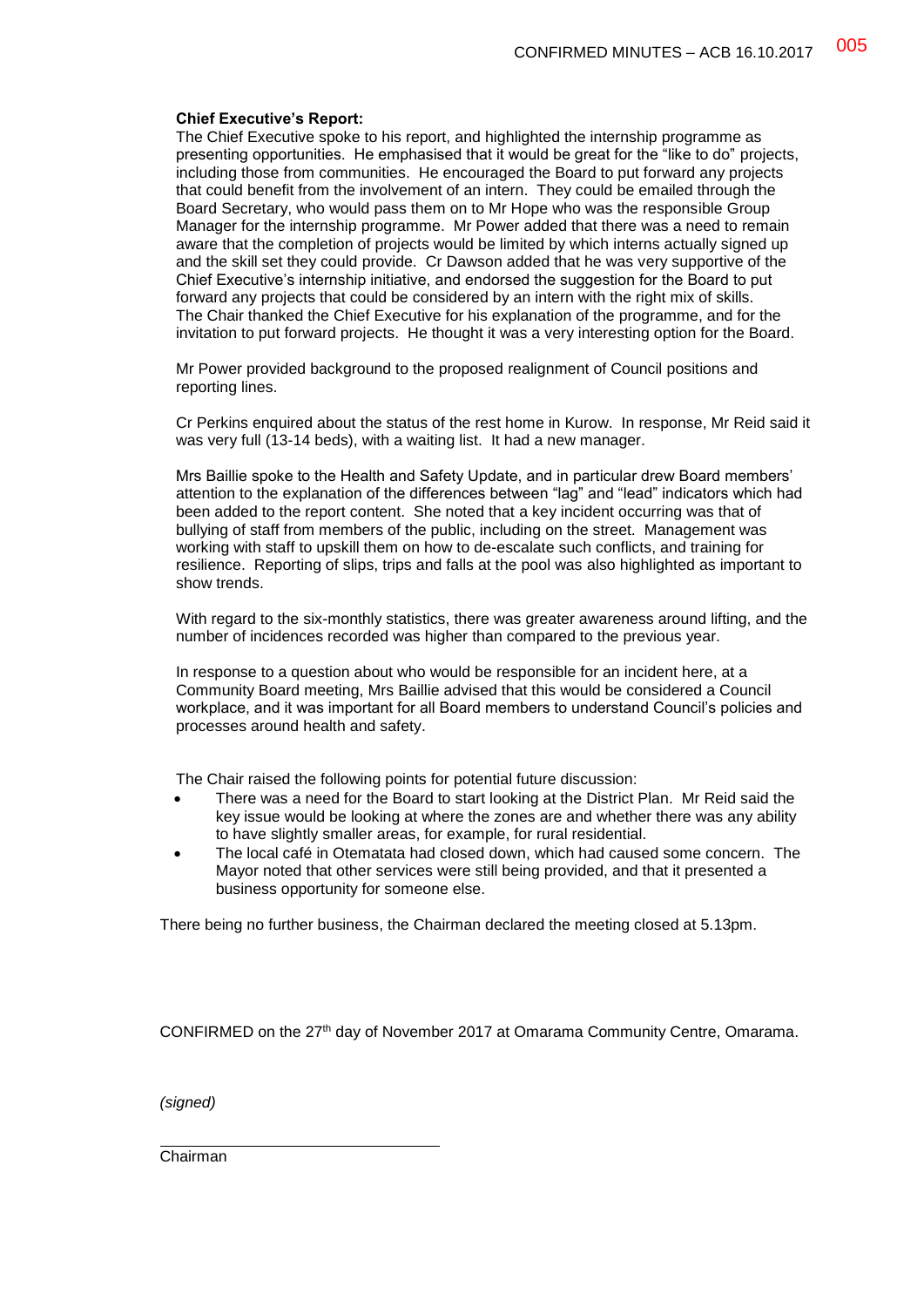**Chief Executive's Report:**

The Chief Executive spoke to his report, and highlighted the internship programme as presenting opportunities. He emphasised that it would be great for the "like to do" projects, including those from communities. He encouraged the Board to put forward any projects that could benefit from the involvement of an intern. They could be emailed through the Board Secretary, who would pass them on to Mr Hope who was the responsible Group Manager for the internship programme. Mr Power added that there was a need to remain aware that the completion of projects would be limited by which interns actually signed up and the skill set they could provide. Cr Dawson added that he was very supportive of the Chief Executive's internship initiative, and endorsed the suggestion for the Board to put forward any projects that could be considered by an intern with the right mix of skills. The Chair thanked the Chief Executive for his explanation of the programme, and for the invitation to put forward projects. He thought it was a very interesting option for the Board.

Mr Power provided background to the proposed realignment of Council positions and reporting lines.

Cr Perkins enquired about the status of the rest home in Kurow. In response, Mr Reid said it was very full (13-14 beds), with a waiting list. It had a new manager.

Mrs Baillie spoke to the Health and Safety Update, and in particular drew Board members' attention to the explanation of the differences between "lag" and "lead" indicators which had been added to the report content. She noted that a key incident occurring was that of bullying of staff from members of the public, including on the street. Management was working with staff to upskill them on how to de-escalate such conflicts, and training for resilience. Reporting of slips, trips and falls at the pool was also highlighted as important to show trends.

With regard to the six-monthly statistics, there was greater awareness around lifting, and the number of incidences recorded was higher than compared to the previous year.

In response to a question about who would be responsible for an incident here, at a Community Board meeting, Mrs Baillie advised that this would be considered a Council workplace, and it was important for all Board members to understand Council's policies and processes around health and safety.

The Chair raised the following points for potential future discussion:

- There was a need for the Board to start looking at the District Plan. Mr Reid said the key issue would be looking at where the zones are and whether there was any ability to have slightly smaller areas, for example, for rural residential.
- The local café in Otematata had closed down, which had caused some concern. The Mayor noted that other services were still being provided, and that it presented a business opportunity for someone else.

There being no further business, the Chairman declared the meeting closed at 5.13pm.

CONFIRMED on the 27th day of November 2017 at Omarama Community Centre, Omarama.

*(signed)*

Chairman